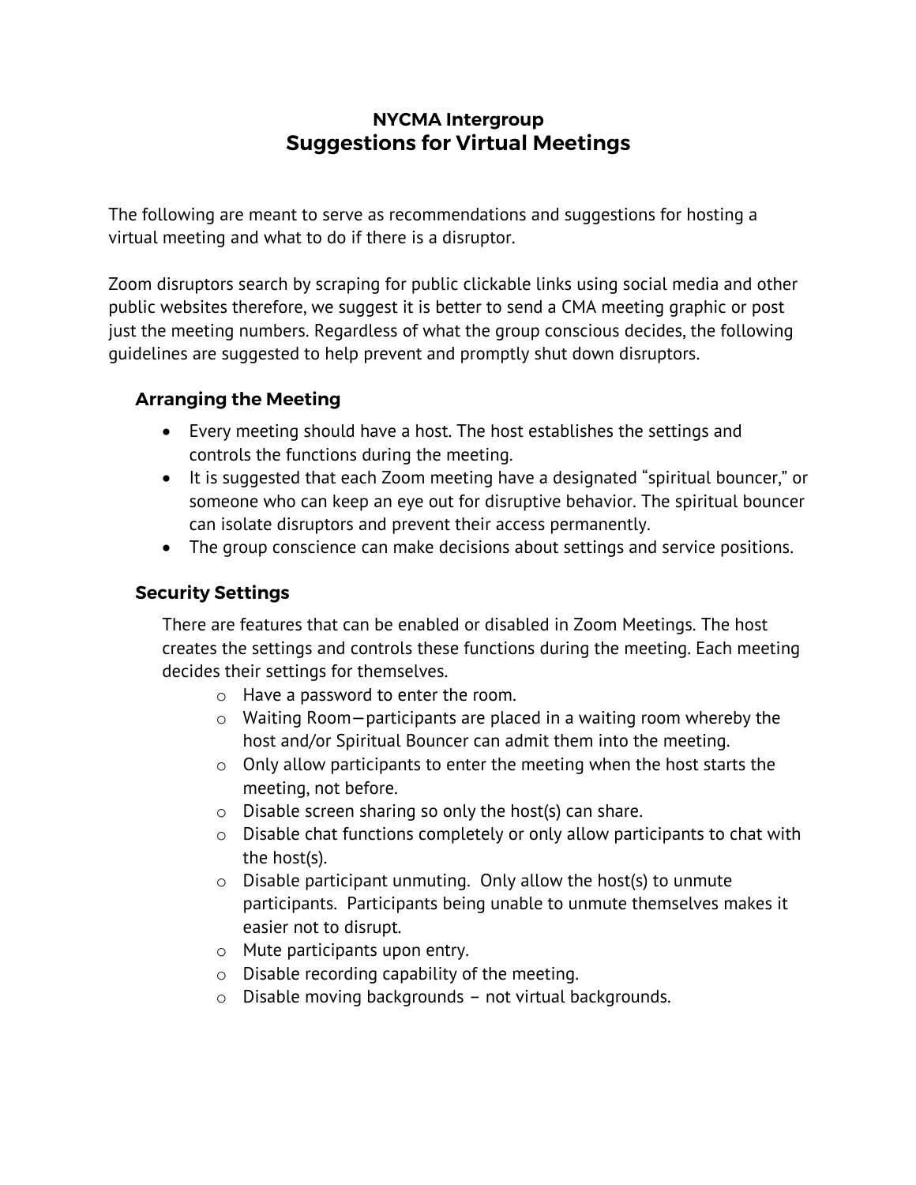# NYCMA Intergroup
## Suggestions for Virtual Meetings

The following are meant to serve as recommendations and suggestions for hosting a virtual meeting and what to do if there is a disruptor.

Zoom disruptors search by scraping for public clickable links using social media and other public websites therefore, we suggest it is better to send a CMA meeting graphic or post just the meeting numbers. Regardless of what the group conscious decides, the following guidelines are suggested to help prevent and promptly shut down disruptors.

### Arranging the Meeting

- Every meeting should have a host. The host establishes the settings and controls the functions during the meeting.
- It is suggested that each Zoom meeting have a designated "spiritual bouncer," or someone who can keep an eye out for disruptive behavior. The spiritual bouncer can isolate disruptors and prevent their access permanently.
- The group conscience can make decisions about settings and service positions.

### Security Settings

There are features that can be enabled or disabled in Zoom Meetings. The host creates the settings and controls these functions during the meeting. Each meeting decides their settings for themselves.

- Have a password to enter the room.
- Waiting Room—participants are placed in a waiting room whereby the host and/or Spiritual Bouncer can admit them into the meeting.
- Only allow participants to enter the meeting when the host starts the meeting, not before.
- Disable screen sharing so only the host(s) can share.
- Disable chat functions completely or only allow participants to chat with the host(s).
- Disable participant unmuting. Only allow the host(s) to unmute participants. Participants being unable to unmute themselves makes it easier not to disrupt.
- Mute participants upon entry.
- Disable recording capability of the meeting.
- Disable moving backgrounds – not virtual backgrounds.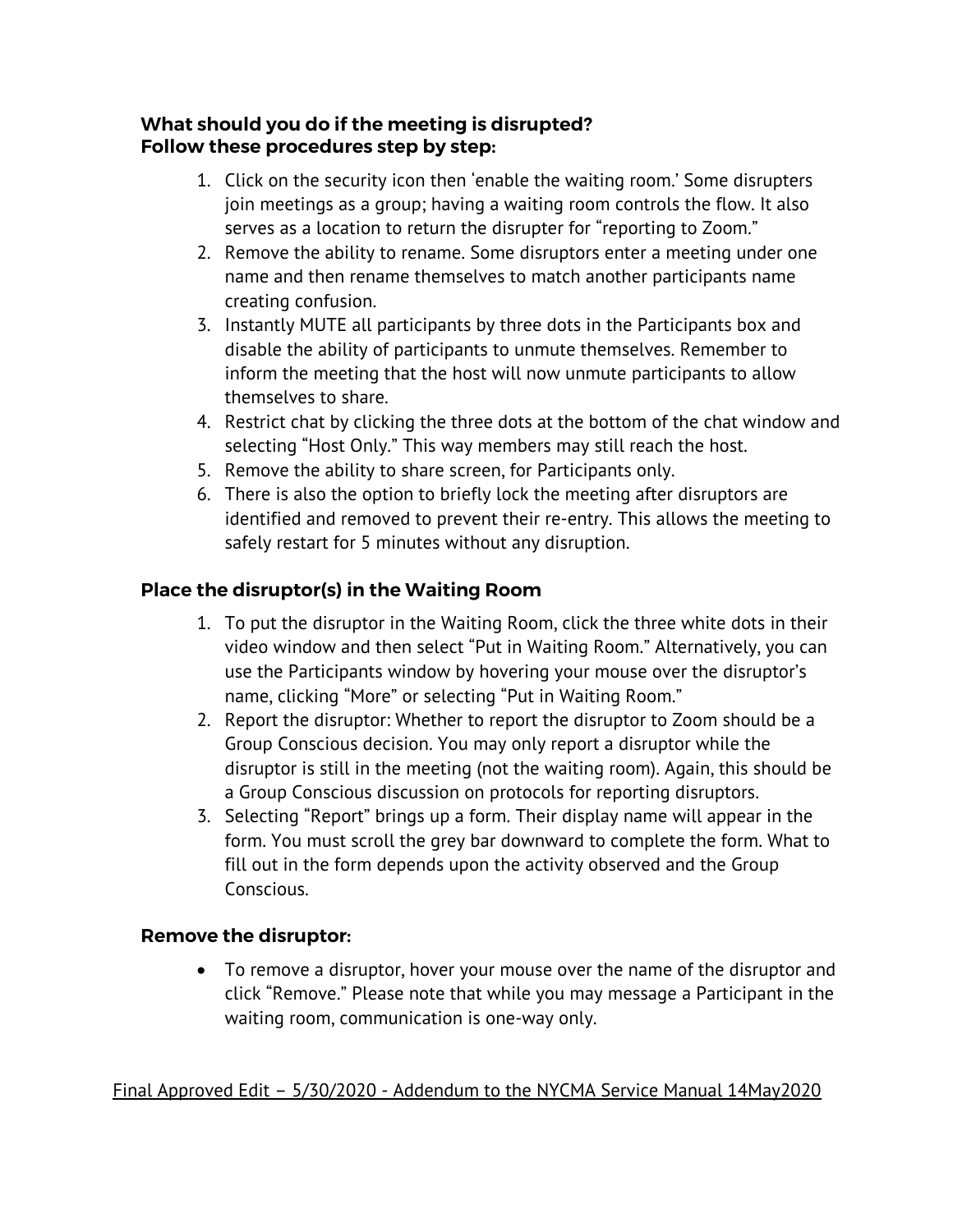**What should you do if the meeting is disrupted?**
**Follow these procedures step by step:**

1. Click on the security icon then 'enable the waiting room.' Some disrupters join meetings as a group; having a waiting room controls the flow. It also serves as a location to return the disrupter for "reporting to Zoom."
2. Remove the ability to rename. Some disruptors enter a meeting under one name and then rename themselves to match another participants name creating confusion.
3. Instantly MUTE all participants by three dots in the Participants box and disable the ability of participants to unmute themselves. Remember to inform the meeting that the host will now unmute participants to allow themselves to share.
4. Restrict chat by clicking the three dots at the bottom of the chat window and selecting "Host Only." This way members may still reach the host.
5. Remove the ability to share screen, for Participants only.
6. There is also the option to briefly lock the meeting after disruptors are identified and removed to prevent their re-entry. This allows the meeting to safely restart for 5 minutes without any disruption.

## Place the disruptor(s) in the Waiting Room

1. To put the disruptor in the Waiting Room, click the three white dots in their video window and then select "Put in Waiting Room." Alternatively, you can use the Participants window by hovering your mouse over the disruptor's name, clicking "More" or selecting "Put in Waiting Room."
2. Report the disruptor: Whether to report the disruptor to Zoom should be a Group Conscious decision. You may only report a disruptor while the disruptor is still in the meeting (not the waiting room). Again, this should be a Group Conscious discussion on protocols for reporting disruptors.
3. Selecting "Report" brings up a form. Their display name will appear in the form. You must scroll the grey bar downward to complete the form. What to fill out in the form depends upon the activity observed and the Group Conscious.

## Remove the disruptor:

- To remove a disruptor, hover your mouse over the name of the disruptor and click "Remove." Please note that while you may message a Participant in the waiting room, communication is one-way only.

Final Approved Edit – 5/30/2020 - Addendum to the NYCMA Service Manual 14May2020